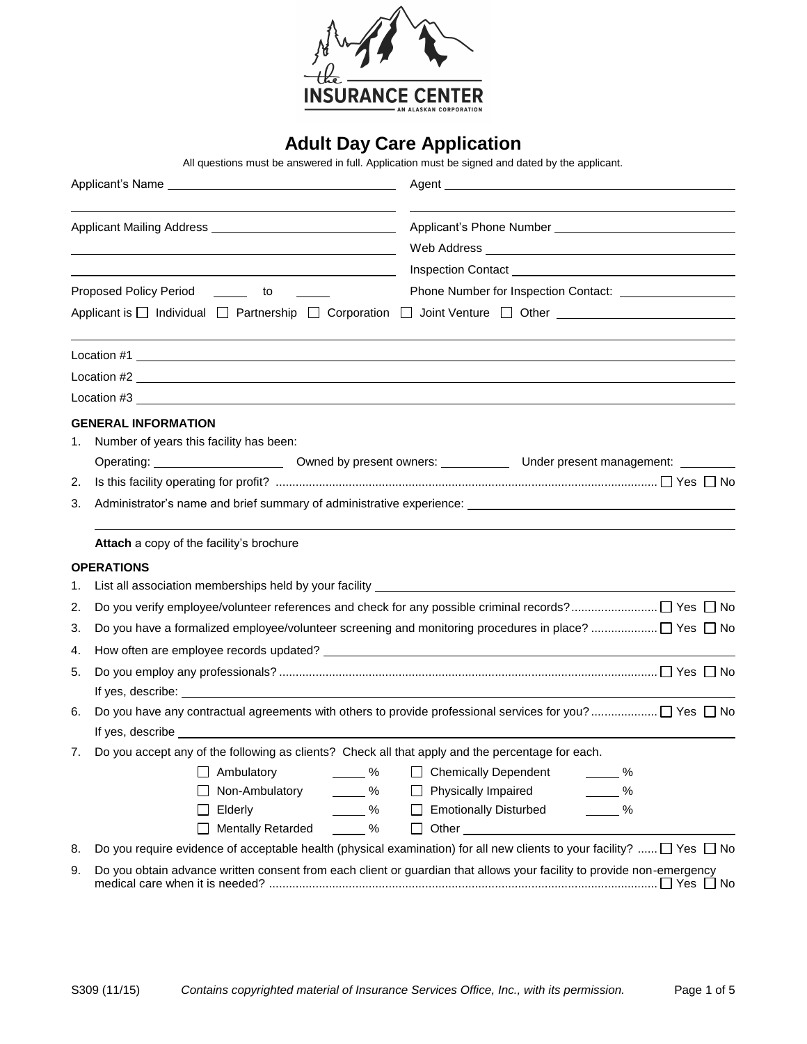# Adult Day Care Application

All questions must be answered in full. Application must be signed and dated by the applicant.

Applicant's Name ______________________________ Agent ______________________________

Applicant Mailing Address ______________________________ Applicant's Phone Number ______________________________

Web Address ______________________________

Inspection Contact ______________________________

Proposed Policy Period ______ to ______ Phone Number for Inspection Contact: ______________________________

Applicant is ☐ Individual ☐ Partnership ☐ Corporation ☐ Joint Venture ☐ Other ______________________________

Location #1 ______________________________

Location #2 ______________________________

Location #3 ______________________________

### GENERAL INFORMATION

1. Number of years this facility has been:

   Operating: ______________ Owned by present owners: __________ Under present management: ________

2. Is this facility operating for profit? ☐ Yes ☐ No
3. Administrator's name and brief summary of administrative experience: ______________________________

**Attach** a copy of the facility's brochure

### OPERATIONS

1. List all association memberships held by your facility ______________________________
2. Do you verify employee/volunteer references and check for any possible criminal records? ☐ Yes ☐ No
3. Do you have a formalized employee/volunteer screening and monitoring procedures in place? ☐ Yes ☐ No
4. How often are employee records updated? ______________________________
5. Do you employ any professionals? ☐ Yes ☐ No

   If yes, describe: ______________________________

6. Do you have any contractual agreements with others to provide professional services for you? ☐ Yes ☐ No

   If yes, describe ______________________________

7. Do you accept any of the following as clients? Check all that apply and the percentage for each.

   | | | | |
   |---|---|---|---|
   | ☐ Ambulatory | _____ % | ☐ Chemically Dependent | _____ % |
   | ☐ Non-Ambulatory | _____ % | ☐ Physically Impaired | _____ % |
   | ☐ Elderly | _____ % | ☐ Emotionally Disturbed | _____ % |
   | ☐ Mentally Retarded | _____ % | ☐ Other ______________ | |

8. Do you require evidence of acceptable health (physical examination) for all new clients to your facility? ☐ Yes ☐ No
9. Do you obtain advance written consent from each client or guardian that allows your facility to provide non-emergency medical care when it is needed? ☐ Yes ☐ No

S309 (11/15) *Contains copyrighted material of Insurance Services Office, Inc., with its permission.*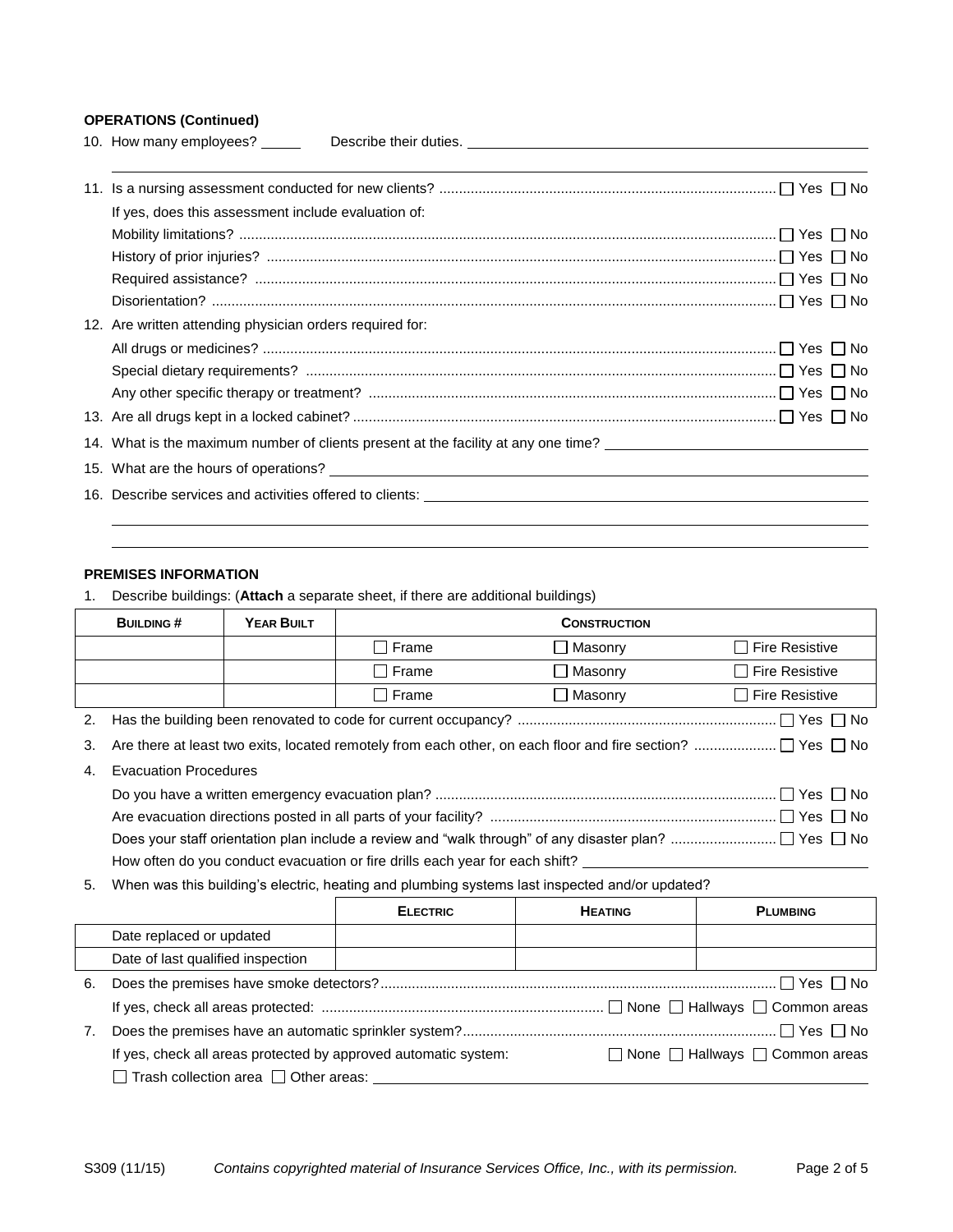**OPERATIONS (Continued)**

10. How many employees? _____ Describe their duties. ______________________________________________

______________________________________________________________________________

11. Is a nursing assessment conducted for new clients? ☐ Yes ☐ No

    If yes, does this assessment include evaluation of:

    Mobility limitations? ☐ Yes ☐ No

    History of prior injuries? ☐ Yes ☐ No

    Required assistance? ☐ Yes ☐ No

    Disorientation? ☐ Yes ☐ No

12. Are written attending physician orders required for:

    All drugs or medicines? ☐ Yes ☐ No

    Special dietary requirements? ☐ Yes ☐ No

    Any other specific therapy or treatment? ☐ Yes ☐ No

13. Are all drugs kept in a locked cabinet? ☐ Yes ☐ No

14. What is the maximum number of clients present at the facility at any one time? ______________________

15. What are the hours of operations? ______________________________________________

16. Describe services and activities offered to clients: ______________________________________________

______________________________________________________________________________

______________________________________________________________________________

**PREMISES INFORMATION**

1. Describe buildings: (**Attach** a separate sheet, if there are additional buildings)

| BUILDING # | YEAR BUILT | CONSTRUCTION | | |
|---|---|---|---|---|
| | | ☐ Frame | ☐ Masonry | ☐ Fire Resistive |
| | | ☐ Frame | ☐ Masonry | ☐ Fire Resistive |
| | | ☐ Frame | ☐ Masonry | ☐ Fire Resistive |

2. Has the building been renovated to code for current occupancy? ☐ Yes ☐ No

3. Are there at least two exits, located remotely from each other, on each floor and fire section? ☐ Yes ☐ No

4. Evacuation Procedures

   Do you have a written emergency evacuation plan? ☐ Yes ☐ No

   Are evacuation directions posted in all parts of your facility? ☐ Yes ☐ No

   Does your staff orientation plan include a review and "walk through" of any disaster plan? ☐ Yes ☐ No

   How often do you conduct evacuation or fire drills each year for each shift? ______________________

5. When was this building's electric, heating and plumbing systems last inspected and/or updated?

| | ELECTRIC | HEATING | PLUMBING |
|---|---|---|---|
| Date replaced or updated | | | |
| Date of last qualified inspection | | | |

6. Does the premises have smoke detectors? ☐ Yes ☐ No

   If yes, check all areas protected: ☐ None ☐ Hallways ☐ Common areas

7. Does the premises have an automatic sprinkler system? ☐ Yes ☐ No

   If yes, check all areas protected by approved automatic system: ☐ None ☐ Hallways ☐ Common areas

   ☐ Trash collection area ☐ Other areas: ______________________________________________

S309 (11/15) *Contains copyrighted material of Insurance Services Office, Inc., with its permission.*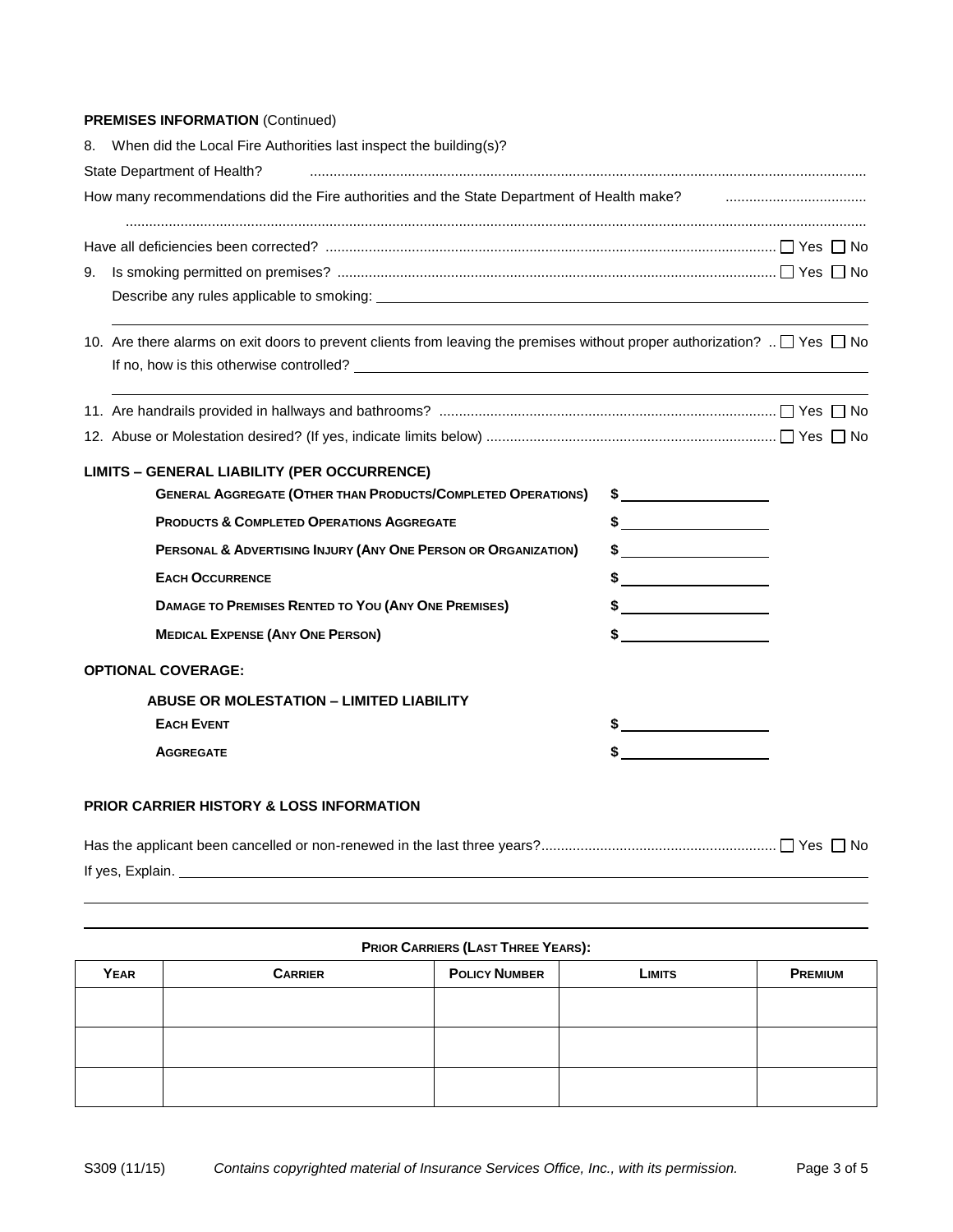**PREMISES INFORMATION** (Continued)

8. When did the Local Fire Authorities last inspect the building(s)?

State Department of Health? ..........................................................................................................................................

How many recommendations did the Fire authorities and the State Department of Health make? ....................................

..........................................................................................................................................................................................

Have all deficiencies been corrected? .................................................................................................................. ☐ Yes ☐ No

9. Is smoking permitted on premises? .............................................................................................................. ☐ Yes ☐ No

   Describe any rules applicable to smoking: ______________________________________________________________

   ______________________________________________________________________________________________

10. Are there alarms on exit doors to prevent clients from leaving the premises without proper authorization? .. ☐ Yes ☐ No

    If no, how is this otherwise controlled? ________________________________________________________________

    ______________________________________________________________________________________________

11. Are handrails provided in hallways and bathrooms? ..................................................................................... ☐ Yes ☐ No

12. Abuse or Molestation desired? (If yes, indicate limits below) ........................................................................ ☐ Yes ☐ No

**LIMITS – GENERAL LIABILITY (PER OCCURRENCE)**

| | |
|---|---|
| **GENERAL AGGREGATE (OTHER THAN PRODUCTS/COMPLETED OPERATIONS)** | $ __________________ |
| **PRODUCTS & COMPLETED OPERATIONS AGGREGATE** | $ __________________ |
| **PERSONAL & ADVERTISING INJURY (ANY ONE PERSON OR ORGANIZATION)** | $ __________________ |
| **EACH OCCURRENCE** | $ __________________ |
| **DAMAGE TO PREMISES RENTED TO YOU (ANY ONE PREMISES)** | $ __________________ |
| **MEDICAL EXPENSE (ANY ONE PERSON)** | $ __________________ |

**OPTIONAL COVERAGE:**

**ABUSE OR MOLESTATION – LIMITED LIABILITY**

| | |
|---|---|
| **EACH EVENT** | $ __________________ |
| **AGGREGATE** | $ __________________ |

**PRIOR CARRIER HISTORY & LOSS INFORMATION**

Has the applicant been cancelled or non-renewed in the last three years?........................................................... ☐ Yes ☐ No

If yes, Explain. ______________________________________________________________________________________

______________________________________________________________________________________________

______________________________________________________________________________________________

**PRIOR CARRIERS (LAST THREE YEARS):**

| YEAR | CARRIER | POLICY NUMBER | LIMITS | PREMIUM |
|---|---|---|---|---|
| | | | | |
| | | | | |
| | | | | |

S309 (11/15) *Contains copyrighted material of Insurance Services Office, Inc., with its permission.*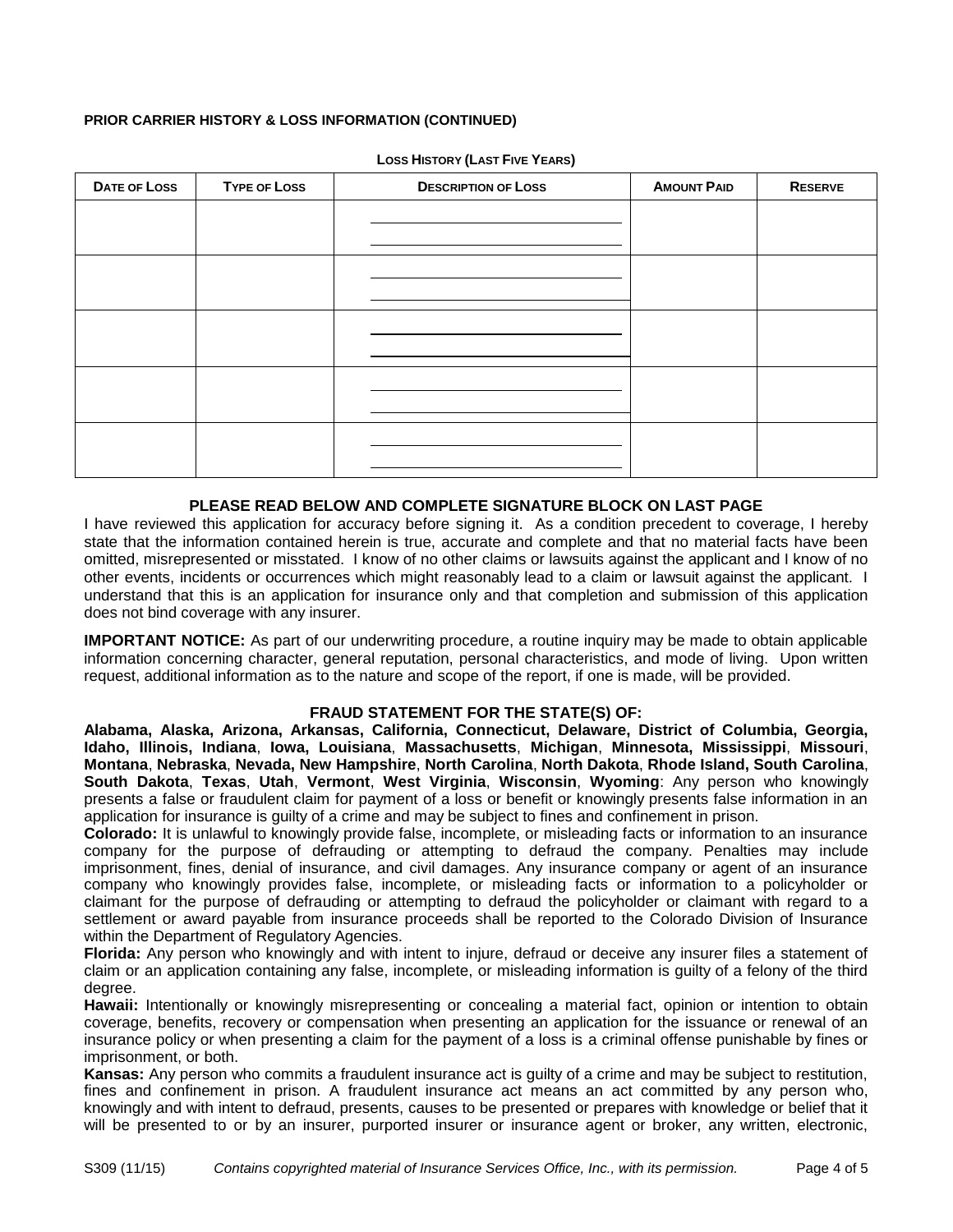**PRIOR CARRIER HISTORY & LOSS INFORMATION (CONTINUED)**

**LOSS HISTORY (LAST FIVE YEARS)**

| DATE OF LOSS | TYPE OF LOSS | DESCRIPTION OF LOSS | AMOUNT PAID | RESERVE |
|---|---|---|---|---|
| | | | | |
| | | | | |
| | | | | |
| | | | | |
| | | | | |

**PLEASE READ BELOW AND COMPLETE SIGNATURE BLOCK ON LAST PAGE**

I have reviewed this application for accuracy before signing it. As a condition precedent to coverage, I hereby state that the information contained herein is true, accurate and complete and that no material facts have been omitted, misrepresented or misstated. I know of no other claims or lawsuits against the applicant and I know of no other events, incidents or occurrences which might reasonably lead to a claim or lawsuit against the applicant. I understand that this is an application for insurance only and that completion and submission of this application does not bind coverage with any insurer.

**IMPORTANT NOTICE:** As part of our underwriting procedure, a routine inquiry may be made to obtain applicable information concerning character, general reputation, personal characteristics, and mode of living. Upon written request, additional information as to the nature and scope of the report, if one is made, will be provided.

**FRAUD STATEMENT FOR THE STATE(S) OF:**

**Alabama, Alaska, Arizona, Arkansas, California, Connecticut, Delaware, District of Columbia, Georgia, Idaho, Illinois, Indiana**, **Iowa, Louisiana**, **Massachusetts**, **Michigan**, **Minnesota, Mississippi**, **Missouri**, **Montana**, **Nebraska**, **Nevada, New Hampshire**, **North Carolina**, **North Dakota**, **Rhode Island, South Carolina**, **South Dakota**, **Texas**, **Utah**, **Vermont**, **West Virginia**, **Wisconsin**, **Wyoming**: Any person who knowingly presents a false or fraudulent claim for payment of a loss or benefit or knowingly presents false information in an application for insurance is guilty of a crime and may be subject to fines and confinement in prison.

**Colorado:** It is unlawful to knowingly provide false, incomplete, or misleading facts or information to an insurance company for the purpose of defrauding or attempting to defraud the company. Penalties may include imprisonment, fines, denial of insurance, and civil damages. Any insurance company or agent of an insurance company who knowingly provides false, incomplete, or misleading facts or information to a policyholder or claimant for the purpose of defrauding or attempting to defraud the policyholder or claimant with regard to a settlement or award payable from insurance proceeds shall be reported to the Colorado Division of Insurance within the Department of Regulatory Agencies.

**Florida:** Any person who knowingly and with intent to injure, defraud or deceive any insurer files a statement of claim or an application containing any false, incomplete, or misleading information is guilty of a felony of the third degree.

**Hawaii:** Intentionally or knowingly misrepresenting or concealing a material fact, opinion or intention to obtain coverage, benefits, recovery or compensation when presenting an application for the issuance or renewal of an insurance policy or when presenting a claim for the payment of a loss is a criminal offense punishable by fines or imprisonment, or both.

**Kansas:** Any person who commits a fraudulent insurance act is guilty of a crime and may be subject to restitution, fines and confinement in prison. A fraudulent insurance act means an act committed by any person who, knowingly and with intent to defraud, presents, causes to be presented or prepares with knowledge or belief that it will be presented to or by an insurer, purported insurer or insurance agent or broker, any written, electronic,

S309 (11/15) *Contains copyrighted material of Insurance Services Office, Inc., with its permission.*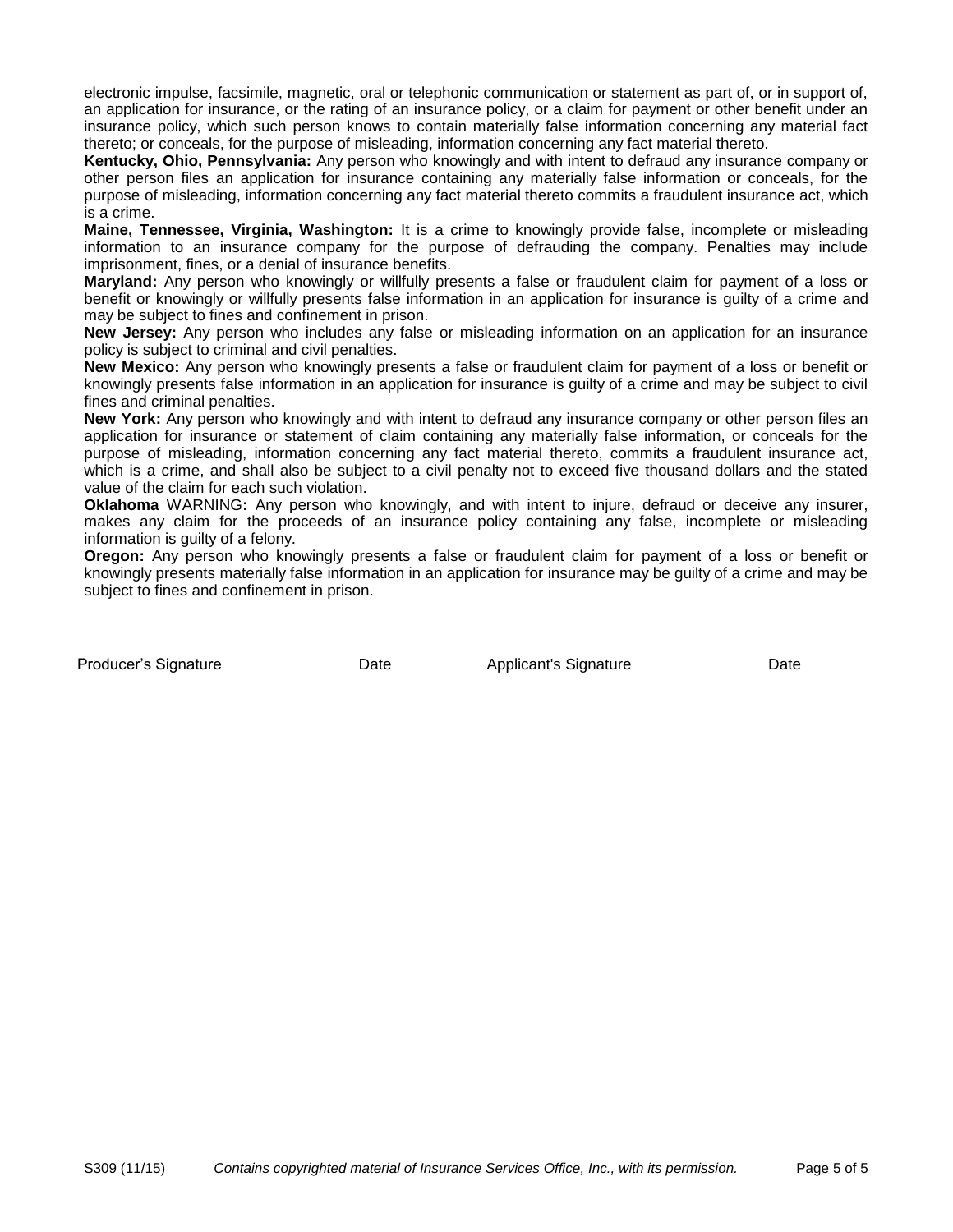electronic impulse, facsimile, magnetic, oral or telephonic communication or statement as part of, or in support of, an application for insurance, or the rating of an insurance policy, or a claim for payment or other benefit under an insurance policy, which such person knows to contain materially false information concerning any material fact thereto; or conceals, for the purpose of misleading, information concerning any fact material thereto.

**Kentucky, Ohio, Pennsylvania:** Any person who knowingly and with intent to defraud any insurance company or other person files an application for insurance containing any materially false information or conceals, for the purpose of misleading, information concerning any fact material thereto commits a fraudulent insurance act, which is a crime.

**Maine, Tennessee, Virginia, Washington:** It is a crime to knowingly provide false, incomplete or misleading information to an insurance company for the purpose of defrauding the company. Penalties may include imprisonment, fines, or a denial of insurance benefits.

**Maryland:** Any person who knowingly or willfully presents a false or fraudulent claim for payment of a loss or benefit or knowingly or willfully presents false information in an application for insurance is guilty of a crime and may be subject to fines and confinement in prison.

**New Jersey:** Any person who includes any false or misleading information on an application for an insurance policy is subject to criminal and civil penalties.

**New Mexico:** Any person who knowingly presents a false or fraudulent claim for payment of a loss or benefit or knowingly presents false information in an application for insurance is guilty of a crime and may be subject to civil fines and criminal penalties.

**New York:** Any person who knowingly and with intent to defraud any insurance company or other person files an application for insurance or statement of claim containing any materially false information, or conceals for the purpose of misleading, information concerning any fact material thereto, commits a fraudulent insurance act, which is a crime, and shall also be subject to a civil penalty not to exceed five thousand dollars and the stated value of the claim for each such violation.

**Oklahoma** WARNING**:** Any person who knowingly, and with intent to injure, defraud or deceive any insurer, makes any claim for the proceeds of an insurance policy containing any false, incomplete or misleading information is guilty of a felony.

**Oregon:** Any person who knowingly presents a false or fraudulent claim for payment of a loss or benefit or knowingly presents materially false information in an application for insurance may be guilty of a crime and may be subject to fines and confinement in prison.

| | | | |
|---|---|---|---|
| Producer's Signature | Date | Applicant's Signature | Date |

S309 (11/15) *Contains copyrighted material of Insurance Services Office, Inc., with its permission.*